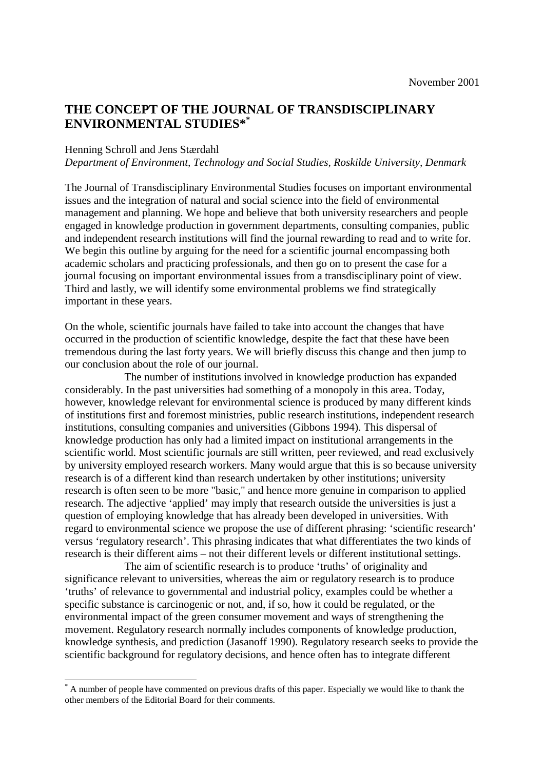November 2001

# THE CONCEPT OF THE JOURNAL OF TRANSDISCIPLINARY ENVIRONMENTAL STUDIES*[*]

Henning Schroll and Jens Stærdahl
*Department of Environment, Technology and Social Studies, Roskilde University, Denmark*

The Journal of Transdisciplinary Environmental Studies focuses on important environmental issues and the integration of natural and social science into the field of environmental management and planning. We hope and believe that both university researchers and people engaged in knowledge production in government departments, consulting companies, public and independent research institutions will find the journal rewarding to read and to write for. We begin this outline by arguing for the need for a scientific journal encompassing both academic scholars and practicing professionals, and then go on to present the case for a journal focusing on important environmental issues from a transdisciplinary point of view. Third and lastly, we will identify some environmental problems we find strategically important in these years.

On the whole, scientific journals have failed to take into account the changes that have occurred in the production of scientific knowledge, despite the fact that these have been tremendous during the last forty years. We will briefly discuss this change and then jump to our conclusion about the role of our journal.

The number of institutions involved in knowledge production has expanded considerably. In the past universities had something of a monopoly in this area. Today, however, knowledge relevant for environmental science is produced by many different kinds of institutions first and foremost ministries, public research institutions, independent research institutions, consulting companies and universities (Gibbons 1994). This dispersal of knowledge production has only had a limited impact on institutional arrangements in the scientific world. Most scientific journals are still written, peer reviewed, and read exclusively by university employed research workers. Many would argue that this is so because university research is of a different kind than research undertaken by other institutions; university research is often seen to be more "basic," and hence more genuine in comparison to applied research. The adjective 'applied' may imply that research outside the universities is just a question of employing knowledge that has already been developed in universities. With regard to environmental science we propose the use of different phrasing: 'scientific research' versus 'regulatory research'. This phrasing indicates that what differentiates the two kinds of research is their different aims – not their different levels or different institutional settings.

The aim of scientific research is to produce 'truths' of originality and significance relevant to universities, whereas the aim or regulatory research is to produce 'truths' of relevance to governmental and industrial policy, examples could be whether a specific substance is carcinogenic or not, and, if so, how it could be regulated, or the environmental impact of the green consumer movement and ways of strengthening the movement. Regulatory research normally includes components of knowledge production, knowledge synthesis, and prediction (Jasanoff 1990). Regulatory research seeks to provide the scientific background for regulatory decisions, and hence often has to integrate different

---

[*] A number of people have commented on previous drafts of this paper. Especially we would like to thank the other members of the Editorial Board for their comments.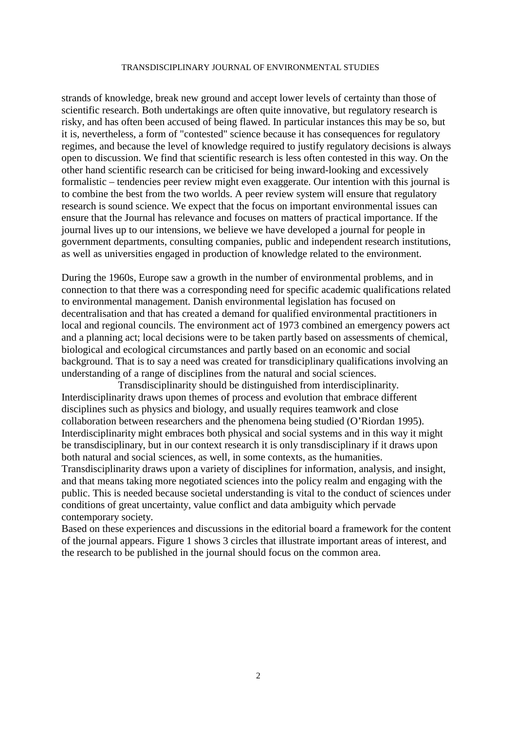strands of knowledge, break new ground and accept lower levels of certainty than those of scientific research. Both undertakings are often quite innovative, but regulatory research is risky, and has often been accused of being flawed. In particular instances this may be so, but it is, nevertheless, a form of "contested" science because it has consequences for regulatory regimes, and because the level of knowledge required to justify regulatory decisions is always open to discussion. We find that scientific research is less often contested in this way. On the other hand scientific research can be criticised for being inward-looking and excessively formalistic – tendencies peer review might even exaggerate. Our intention with this journal is to combine the best from the two worlds. A peer review system will ensure that regulatory research is sound science. We expect that the focus on important environmental issues can ensure that the Journal has relevance and focuses on matters of practical importance. If the journal lives up to our intensions, we believe we have developed a journal for people in government departments, consulting companies, public and independent research institutions, as well as universities engaged in production of knowledge related to the environment.

During the 1960s, Europe saw a growth in the number of environmental problems, and in connection to that there was a corresponding need for specific academic qualifications related to environmental management. Danish environmental legislation has focused on decentralisation and that has created a demand for qualified environmental practitioners in local and regional councils. The environment act of 1973 combined an emergency powers act and a planning act; local decisions were to be taken partly based on assessments of chemical, biological and ecological circumstances and partly based on an economic and social background. That is to say a need was created for transdiciplinary qualifications involving an understanding of a range of disciplines from the natural and social sciences.

Transdisciplinarity should be distinguished from interdisciplinarity. Interdisciplinarity draws upon themes of process and evolution that embrace different disciplines such as physics and biology, and usually requires teamwork and close collaboration between researchers and the phenomena being studied (O'Riordan 1995). Interdisciplinarity might embraces both physical and social systems and in this way it might be transdisciplinary, but in our context research it is only transdisciplinary if it draws upon both natural and social sciences, as well, in some contexts, as the humanities. Transdisciplinarity draws upon a variety of disciplines for information, analysis, and insight, and that means taking more negotiated sciences into the policy realm and engaging with the public. This is needed because societal understanding is vital to the conduct of sciences under conditions of great uncertainty, value conflict and data ambiguity which pervade contemporary society.

Based on these experiences and discussions in the editorial board a framework for the content of the journal appears. Figure 1 shows 3 circles that illustrate important areas of interest, and the research to be published in the journal should focus on the common area.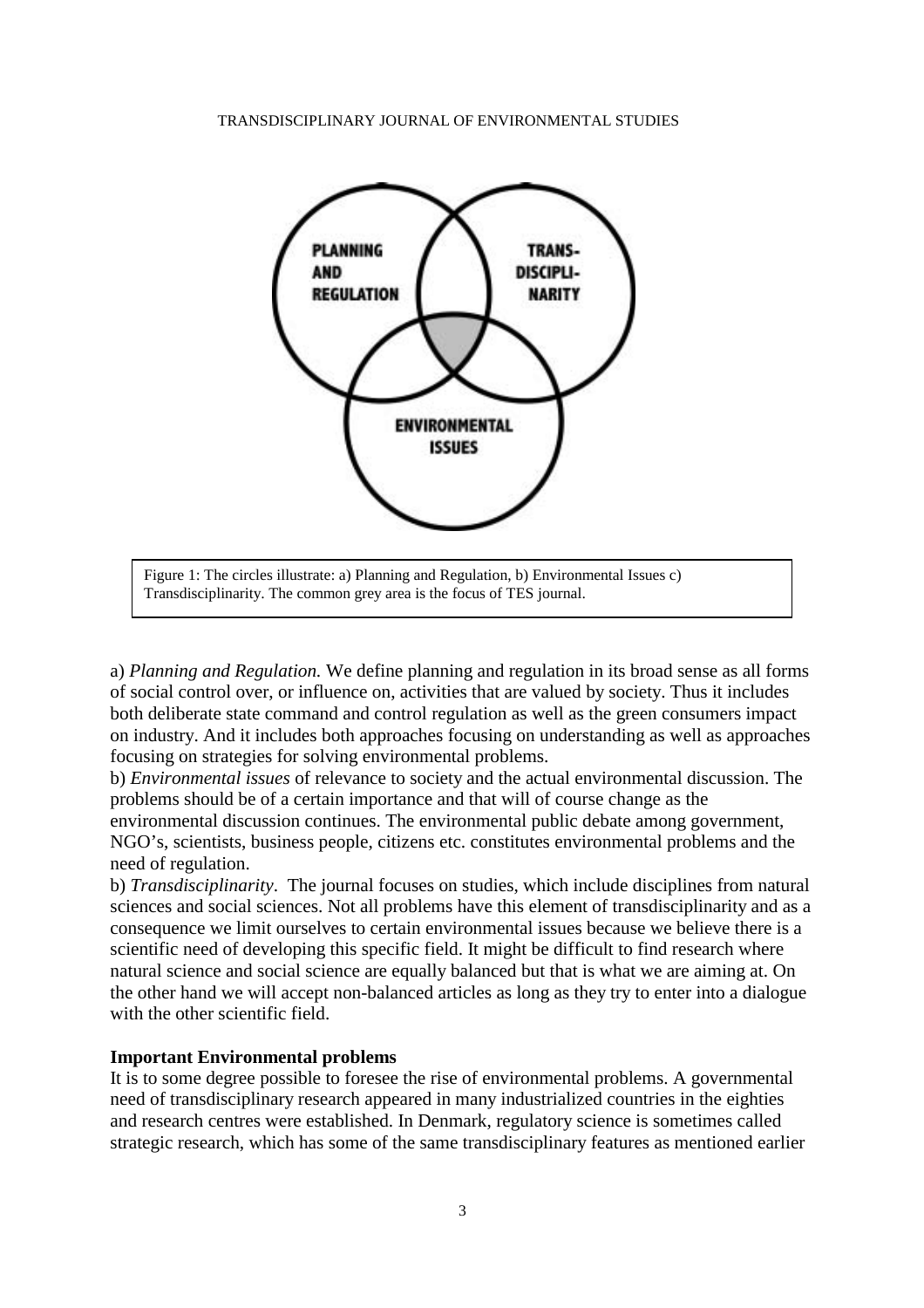Figure 1: The circles illustrate: a) Planning and Regulation, b) Environmental Issues c) Transdisciplinarity. The common grey area is the focus of TES journal.

a) *Planning and Regulation.* We define planning and regulation in its broad sense as all forms of social control over, or influence on, activities that are valued by society. Thus it includes both deliberate state command and control regulation as well as the green consumers impact on industry. And it includes both approaches focusing on understanding as well as approaches focusing on strategies for solving environmental problems.

b) *Environmental issues* of relevance to society and the actual environmental discussion. The problems should be of a certain importance and that will of course change as the environmental discussion continues. The environmental public debate among government, NGO's, scientists, business people, citizens etc. constitutes environmental problems and the need of regulation.

b) *Transdisciplinarity*. The journal focuses on studies, which include disciplines from natural sciences and social sciences. Not all problems have this element of transdisciplinarity and as a consequence we limit ourselves to certain environmental issues because we believe there is a scientific need of developing this specific field. It might be difficult to find research where natural science and social science are equally balanced but that is what we are aiming at. On the other hand we will accept non-balanced articles as long as they try to enter into a dialogue with the other scientific field.

**Important Environmental problems**

It is to some degree possible to foresee the rise of environmental problems. A governmental need of transdisciplinary research appeared in many industrialized countries in the eighties and research centres were established. In Denmark, regulatory science is sometimes called strategic research, which has some of the same transdisciplinary features as mentioned earlier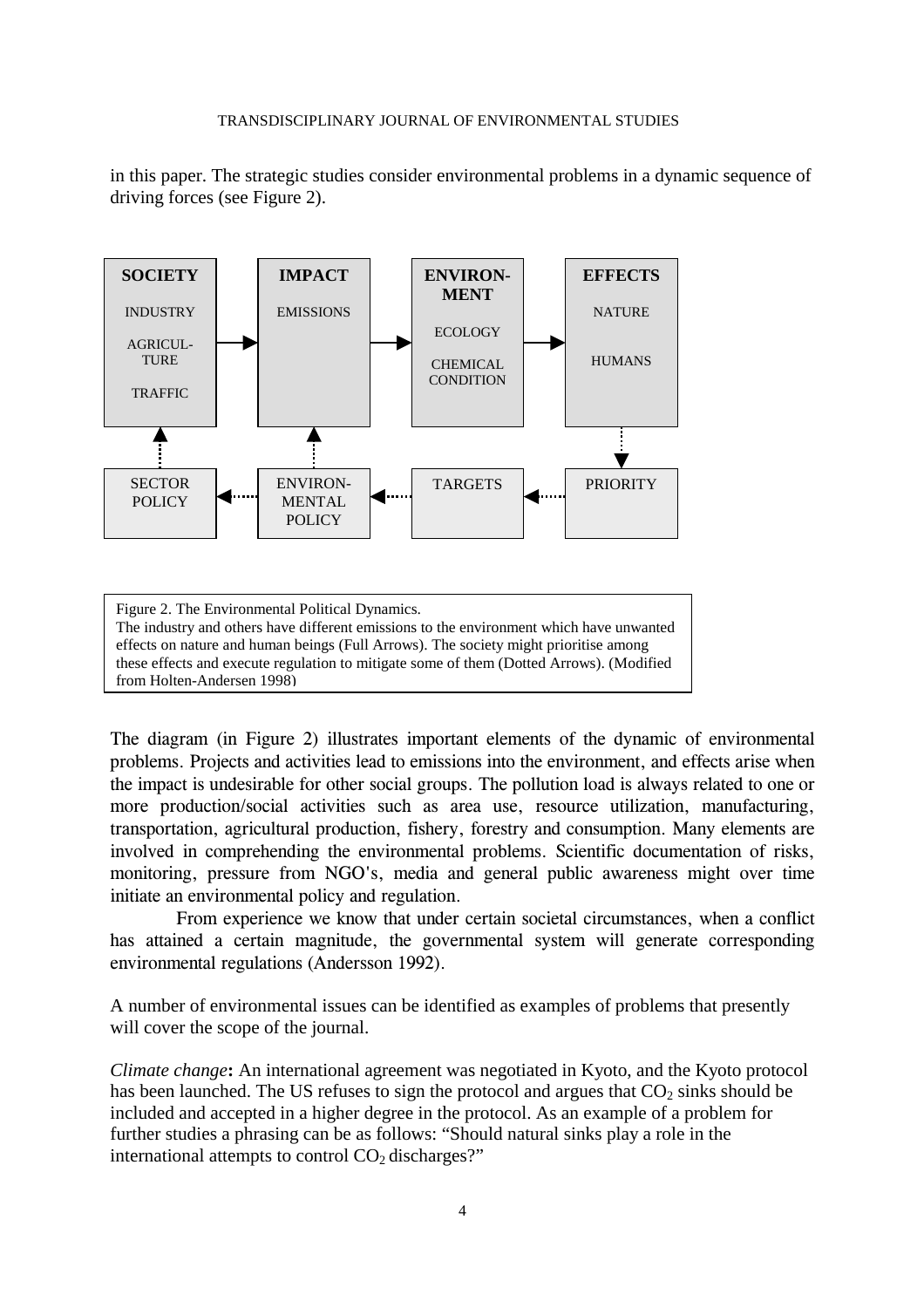in this paper. The strategic studies consider environmental problems in a dynamic sequence of driving forces (see Figure 2).

| **SOCIETY** | | **IMPACT** | | **ENVIRON-MENT** | | **EFFECTS** |
|---|---|---|---|---|---|---|
| INDUSTRY<br>AGRICUL-TURE<br>TRAFFIC | → | EMISSIONS | → | ECOLOGY<br>CHEMICAL CONDITION | → | NATURE<br>HUMANS |
| ↑ | | ↑ | | | | ↓ |
| SECTOR POLICY | ← | ENVIRON-MENTAL POLICY | ← | TARGETS | ← | PRIORITY |

Figure 2. The Environmental Political Dynamics.
The industry and others have different emissions to the environment which have unwanted effects on nature and human beings (Full Arrows). The society might prioritise among these effects and execute regulation to mitigate some of them (Dotted Arrows). (Modified from Holten-Andersen 1998)

The diagram (in Figure 2) illustrates important elements of the dynamic of environmental problems. Projects and activities lead to emissions into the environment, and effects arise when the impact is undesirable for other social groups. The pollution load is always related to one or more production/social activities such as area use, resource utilization, manufacturing, transportation, agricultural production, fishery, forestry and consumption. Many elements are involved in comprehending the environmental problems. Scientific documentation of risks, monitoring, pressure from NGO's, media and general public awareness might over time initiate an environmental policy and regulation.

From experience we know that under certain societal circumstances, when a conflict has attained a certain magnitude, the governmental system will generate corresponding environmental regulations (Andersson 1992).

A number of environmental issues can be identified as examples of problems that presently will cover the scope of the journal.

*Climate change***:** An international agreement was negotiated in Kyoto, and the Kyoto protocol has been launched. The US refuses to sign the protocol and argues that $CO_2$ sinks should be included and accepted in a higher degree in the protocol. As an example of a problem for further studies a phrasing can be as follows: "Should natural sinks play a role in the international attempts to control $CO_2$ discharges?"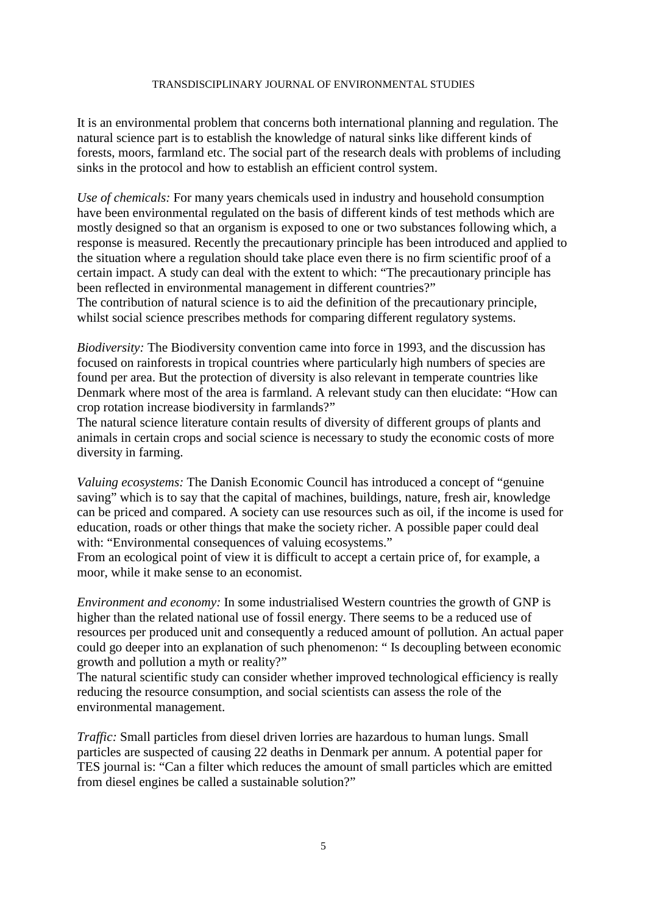It is an environmental problem that concerns both international planning and regulation. The natural science part is to establish the knowledge of natural sinks like different kinds of forests, moors, farmland etc. The social part of the research deals with problems of including sinks in the protocol and how to establish an efficient control system.

*Use of chemicals:* For many years chemicals used in industry and household consumption have been environmental regulated on the basis of different kinds of test methods which are mostly designed so that an organism is exposed to one or two substances following which, a response is measured. Recently the precautionary principle has been introduced and applied to the situation where a regulation should take place even there is no firm scientific proof of a certain impact. A study can deal with the extent to which: "The precautionary principle has been reflected in environmental management in different countries?"
The contribution of natural science is to aid the definition of the precautionary principle, whilst social science prescribes methods for comparing different regulatory systems.

*Biodiversity:* The Biodiversity convention came into force in 1993, and the discussion has focused on rainforests in tropical countries where particularly high numbers of species are found per area. But the protection of diversity is also relevant in temperate countries like Denmark where most of the area is farmland. A relevant study can then elucidate: "How can crop rotation increase biodiversity in farmlands?"
The natural science literature contain results of diversity of different groups of plants and animals in certain crops and social science is necessary to study the economic costs of more diversity in farming.

*Valuing ecosystems:* The Danish Economic Council has introduced a concept of "genuine saving" which is to say that the capital of machines, buildings, nature, fresh air, knowledge can be priced and compared. A society can use resources such as oil, if the income is used for education, roads or other things that make the society richer. A possible paper could deal with: "Environmental consequences of valuing ecosystems."
From an ecological point of view it is difficult to accept a certain price of, for example, a moor, while it make sense to an economist.

*Environment and economy:* In some industrialised Western countries the growth of GNP is higher than the related national use of fossil energy. There seems to be a reduced use of resources per produced unit and consequently a reduced amount of pollution. An actual paper could go deeper into an explanation of such phenomenon: " Is decoupling between economic growth and pollution a myth or reality?"
The natural scientific study can consider whether improved technological efficiency is really reducing the resource consumption, and social scientists can assess the role of the environmental management.

*Traffic:* Small particles from diesel driven lorries are hazardous to human lungs. Small particles are suspected of causing 22 deaths in Denmark per annum. A potential paper for TES journal is: "Can a filter which reduces the amount of small particles which are emitted from diesel engines be called a sustainable solution?"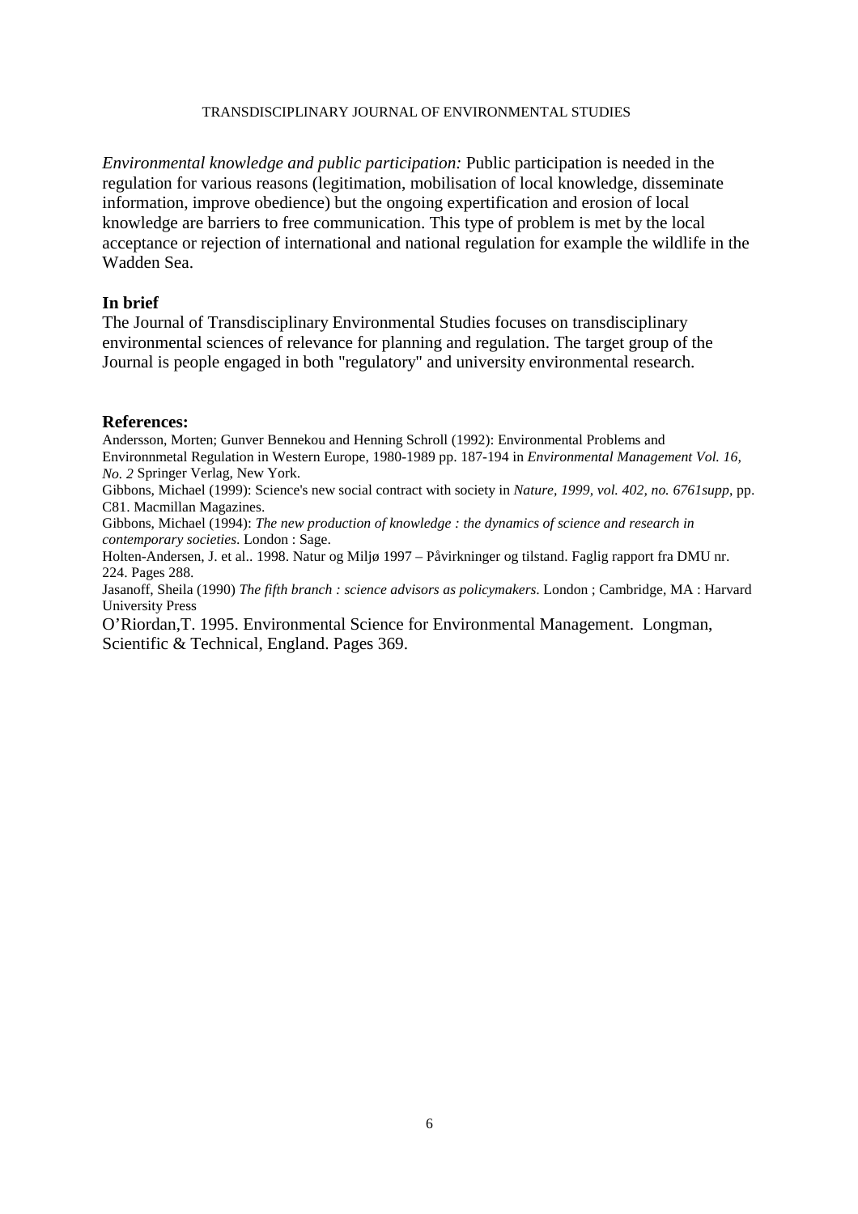*Environmental knowledge and public participation:* Public participation is needed in the regulation for various reasons (legitimation, mobilisation of local knowledge, disseminate information, improve obedience) but the ongoing expertification and erosion of local knowledge are barriers to free communication. This type of problem is met by the local acceptance or rejection of international and national regulation for example the wildlife in the Wadden Sea.

**In brief**

The Journal of Transdisciplinary Environmental Studies focuses on transdisciplinary environmental sciences of relevance for planning and regulation. The target group of the Journal is people engaged in both "regulatory" and university environmental research.

**References:**

Andersson, Morten; Gunver Bennekou and Henning Schroll (1992): Environmental Problems and Environnmetal Regulation in Western Europe, 1980-1989 pp. 187-194 in *Environmental Management Vol. 16, No. 2* Springer Verlag, New York.

Gibbons, Michael (1999): Science's new social contract with society in *Nature, 1999, vol. 402, no. 6761supp*, pp. C81. Macmillan Magazines.

Gibbons, Michael (1994): *The new production of knowledge : the dynamics of science and research in contemporary societies.* London : Sage.

Holten-Andersen, J. et al.. 1998. Natur og Miljø 1997 – Påvirkninger og tilstand. Faglig rapport fra DMU nr. 224. Pages 288.

Jasanoff, Sheila (1990) *The fifth branch : science advisors as policymakers.* London ; Cambridge, MA : Harvard University Press

O'Riordan,T. 1995. Environmental Science for Environmental Management. Longman, Scientific & Technical, England. Pages 369.